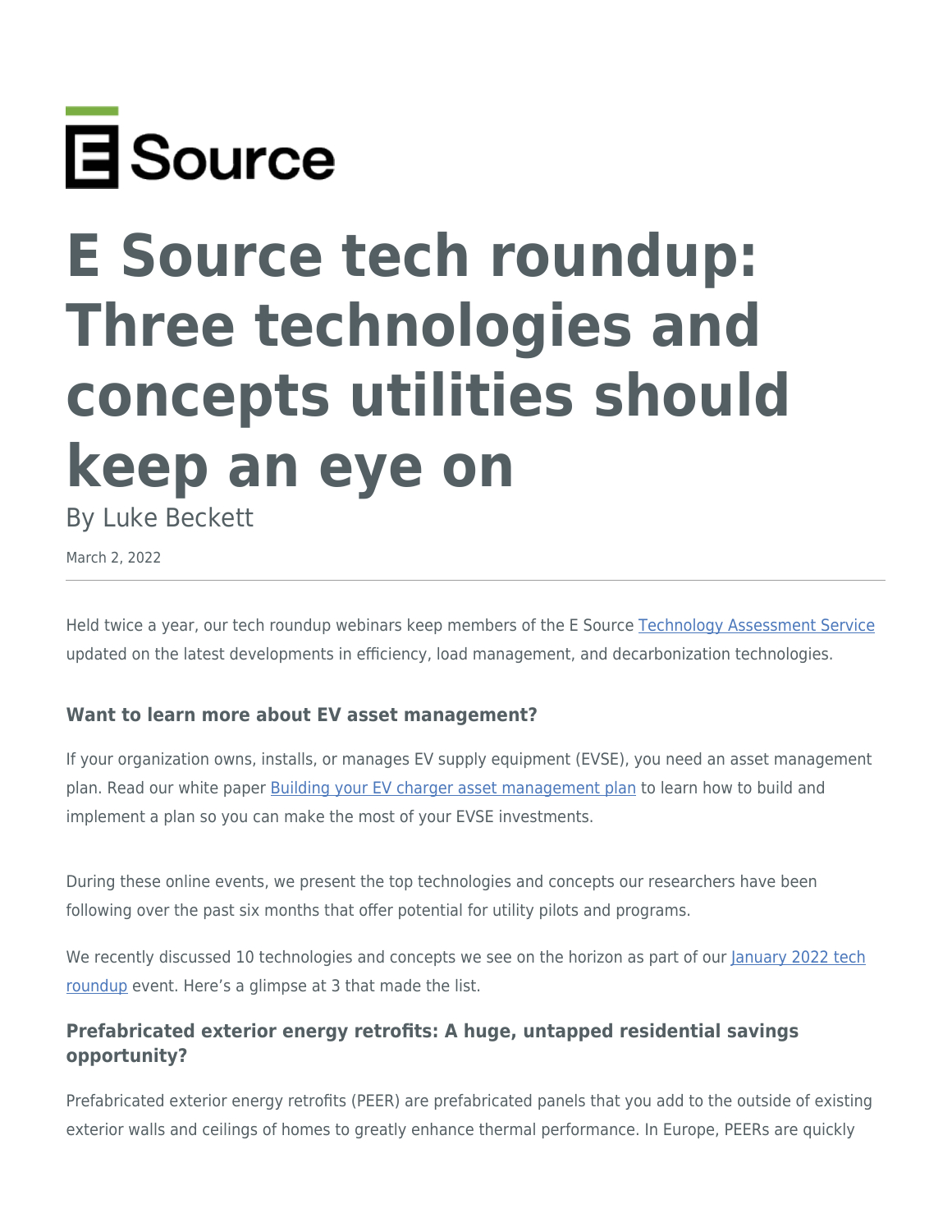# E Source tech roundup: Three technologies and concepts utilities should keep an eye on

By Luke Beckett

March 2, 2022

---

Held twice a year, our tech roundup webinars keep members of the E Source [Technology Assessment Service](#) updated on the latest developments in efficiency, load management, and decarbonization technologies.

### Want to learn more about EV asset management?

If your organization owns, installs, or manages EV supply equipment (EVSE), you need an asset management plan. Read our white paper [Building your EV charger asset management plan](#) to learn how to build and implement a plan so you can make the most of your EVSE investments.

During these online events, we present the top technologies and concepts our researchers have been following over the past six months that offer potential for utility pilots and programs.

We recently discussed 10 technologies and concepts we see on the horizon as part of our [January 2022 tech roundup](#) event. Here's a glimpse at 3 that made the list.

### Prefabricated exterior energy retrofits: A huge, untapped residential savings opportunity?

Prefabricated exterior energy retrofits (PEER) are prefabricated panels that you add to the outside of existing exterior walls and ceilings of homes to greatly enhance thermal performance. In Europe, PEERs are quickly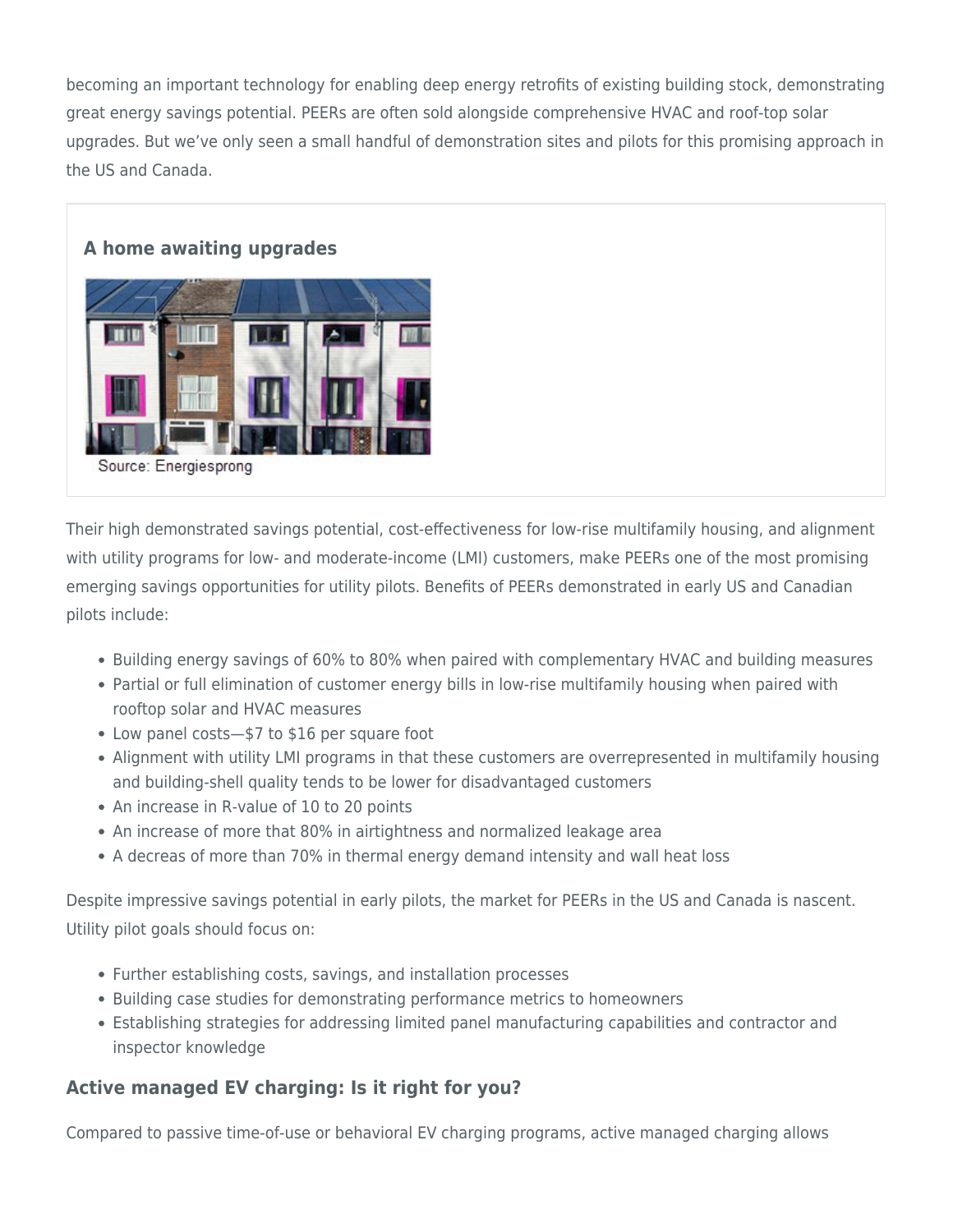becoming an important technology for enabling deep energy retrofits of existing building stock, demonstrating great energy savings potential. PEERs are often sold alongside comprehensive HVAC and roof-top solar upgrades. But we've only seen a small handful of demonstration sites and pilots for this promising approach in the US and Canada.

**A home awaiting upgrades**

Source: Energiesprong

Their high demonstrated savings potential, cost-effectiveness for low-rise multifamily housing, and alignment with utility programs for low- and moderate-income (LMI) customers, make PEERs one of the most promising emerging savings opportunities for utility pilots. Benefits of PEERs demonstrated in early US and Canadian pilots include:

- Building energy savings of 60% to 80% when paired with complementary HVAC and building measures
- Partial or full elimination of customer energy bills in low-rise multifamily housing when paired with rooftop solar and HVAC measures
- Low panel costs—$7 to $16 per square foot
- Alignment with utility LMI programs in that these customers are overrepresented in multifamily housing and building-shell quality tends to be lower for disadvantaged customers
- An increase in R-value of 10 to 20 points
- An increase of more that 80% in airtightness and normalized leakage area
- A decreas of more than 70% in thermal energy demand intensity and wall heat loss

Despite impressive savings potential in early pilots, the market for PEERs in the US and Canada is nascent. Utility pilot goals should focus on:

- Further establishing costs, savings, and installation processes
- Building case studies for demonstrating performance metrics to homeowners
- Establishing strategies for addressing limited panel manufacturing capabilities and contractor and inspector knowledge

### Active managed EV charging: Is it right for you?

Compared to passive time-of-use or behavioral EV charging programs, active managed charging allows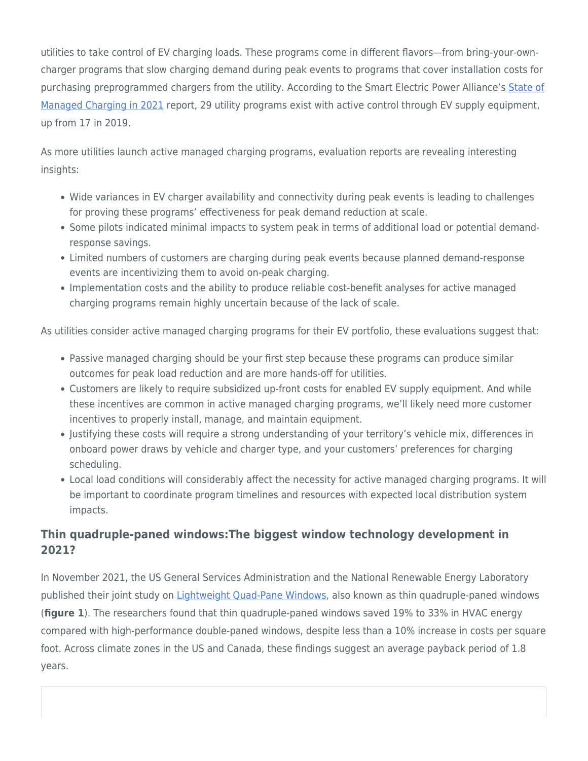utilities to take control of EV charging loads. These programs come in different flavors—from bring-your-own-charger programs that slow charging demand during peak events to programs that cover installation costs for purchasing preprogrammed chargers from the utility. According to the Smart Electric Power Alliance's [State of Managed Charging in 2021]() report, 29 utility programs exist with active control through EV supply equipment, up from 17 in 2019.

As more utilities launch active managed charging programs, evaluation reports are revealing interesting insights:

- Wide variances in EV charger availability and connectivity during peak events is leading to challenges for proving these programs' effectiveness for peak demand reduction at scale.
- Some pilots indicated minimal impacts to system peak in terms of additional load or potential demand-response savings.
- Limited numbers of customers are charging during peak events because planned demand-response events are incentivizing them to avoid on-peak charging.
- Implementation costs and the ability to produce reliable cost-benefit analyses for active managed charging programs remain highly uncertain because of the lack of scale.

As utilities consider active managed charging programs for their EV portfolio, these evaluations suggest that:

- Passive managed charging should be your first step because these programs can produce similar outcomes for peak load reduction and are more hands-off for utilities.
- Customers are likely to require subsidized up-front costs for enabled EV supply equipment. And while these incentives are common in active managed charging programs, we'll likely need more customer incentives to properly install, manage, and maintain equipment.
- Justifying these costs will require a strong understanding of your territory's vehicle mix, differences in onboard power draws by vehicle and charger type, and your customers' preferences for charging scheduling.
- Local load conditions will considerably affect the necessity for active managed charging programs. It will be important to coordinate program timelines and resources with expected local distribution system impacts.

### Thin quadruple-paned windows:The biggest window technology development in 2021?

In November 2021, the US General Services Administration and the National Renewable Energy Laboratory published their joint study on [Lightweight Quad-Pane Windows](), also known as thin quadruple-paned windows (**figure 1**). The researchers found that thin quadruple-paned windows saved 19% to 33% in HVAC energy compared with high-performance double-paned windows, despite less than a 10% increase in costs per square foot. Across climate zones in the US and Canada, these findings suggest an average payback period of 1.8 years.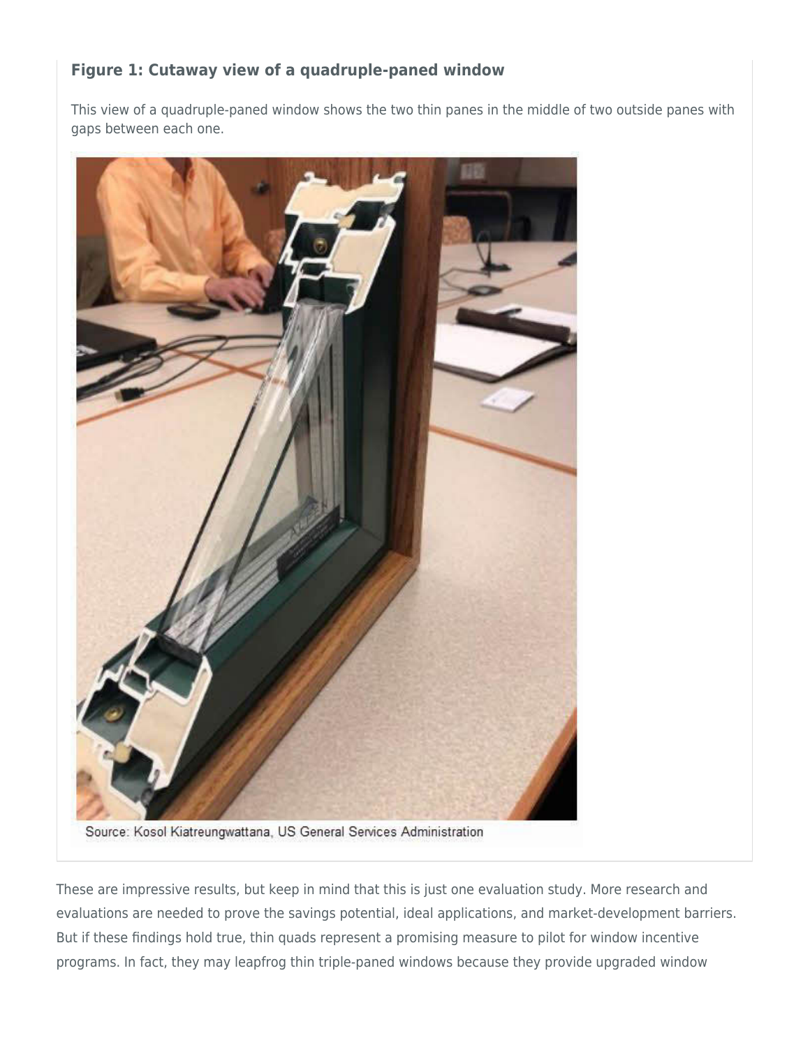### Figure 1: Cutaway view of a quadruple-paned window

This view of a quadruple-paned window shows the two thin panes in the middle of two outside panes with gaps between each one.

Source: Kosol Kiatreungwattana, US General Services Administration

These are impressive results, but keep in mind that this is just one evaluation study. More research and evaluations are needed to prove the savings potential, ideal applications, and market-development barriers. But if these findings hold true, thin quads represent a promising measure to pilot for window incentive programs. In fact, they may leapfrog thin triple-paned windows because they provide upgraded window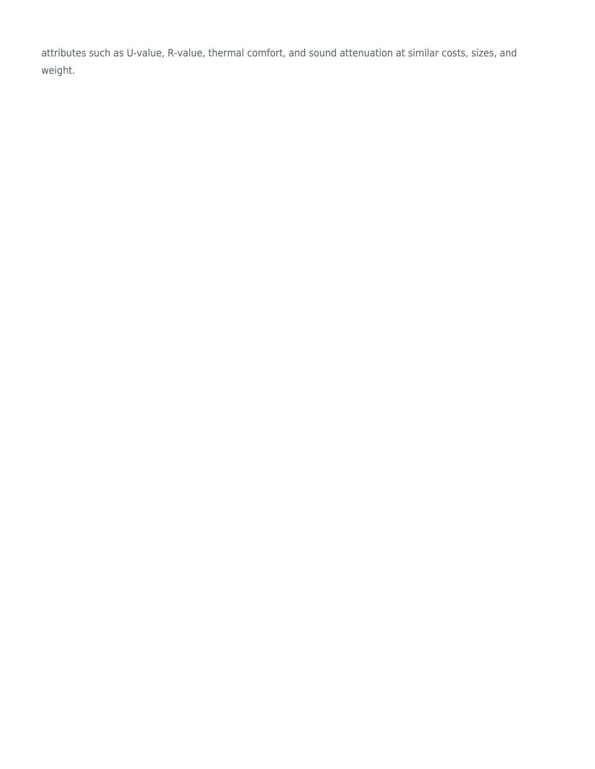attributes such as U-value, R-value, thermal comfort, and sound attenuation at similar costs, sizes, and weight.